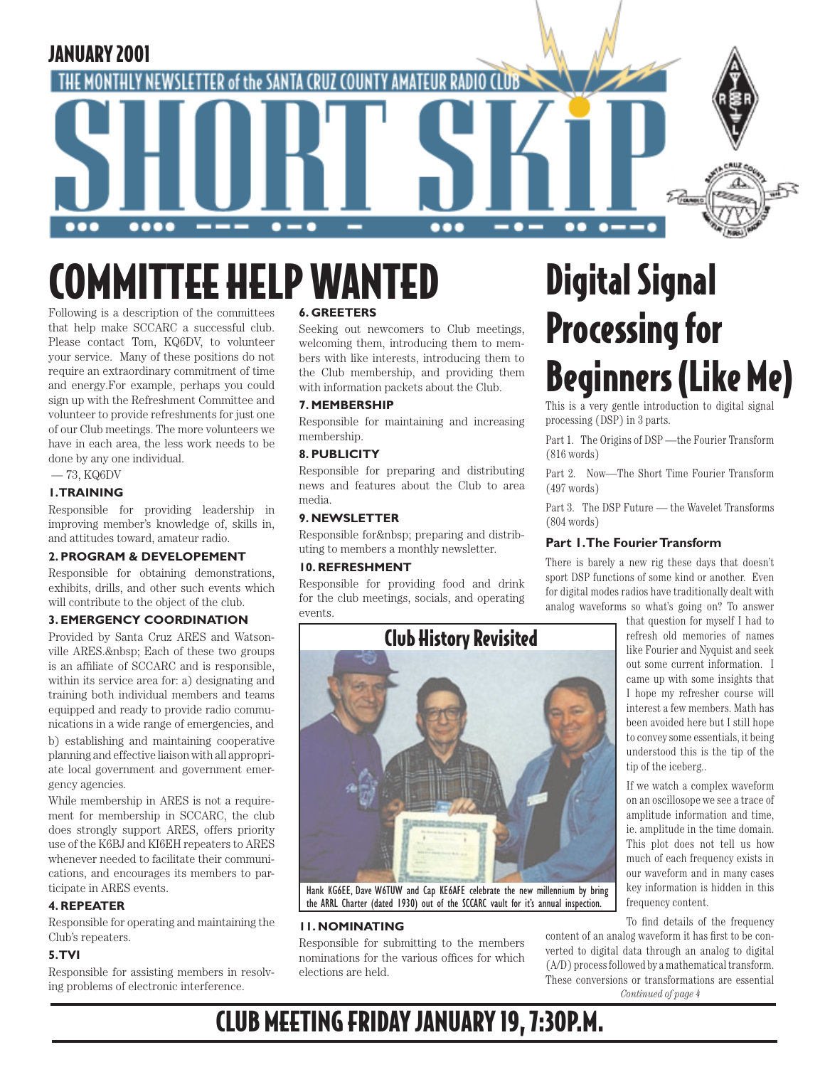JANUARY 2001

THE MONTHLY NEWSLETTER of the SANTA CRUZ COUNTY AMATEUR RADIO CLUB

# SHORT SKIP

# COMMITTEE HELP WANTED

Following is a description of the committees that help make SCCARC a successful club. Please contact Tom, KQ6DV, to volunteer your service. Many of these positions do not require an extraordinary commitment of time and energy.For example, perhaps you could sign up with the Refreshment Committee and volunteer to provide refreshments for just one of our Club meetings. The more volunteers we have in each area, the less work needs to be done by any one individual.

— 73, KQ6DV

### 1.TRAINING

Responsible for providing leadership in improving member's knowledge of, skills in, and attitudes toward, amateur radio.

### 2. PROGRAM & DEVELOPEMENT

Responsible for obtaining demonstrations, exhibits, drills, and other such events which will contribute to the object of the club.

### 3. EMERGENCY COORDINATION

Provided by Santa Cruz ARES and Watsonville ARES.&nbsp; Each of these two groups is an affiliate of SCCARC and is responsible, within its service area for: a) designating and training both individual members and teams equipped and ready to provide radio communications in a wide range of emergencies, and b) establishing and maintaining cooperative planning and effective liaison with all appropriate local government and government emergency agencies.

While membership in ARES is not a requirement for membership in SCCARC, the club does strongly support ARES, offers priority use of the K6BJ and KI6EH repeaters to ARES whenever needed to facilitate their communications, and encourages its members to participate in ARES events.

### 4. REPEATER

Responsible for operating and maintaining the Club's repeaters.

### 5.TVI

Responsible for assisting members in resolving problems of electronic interference.

### 6. GREETERS

Seeking out newcomers to Club meetings, welcoming them, introducing them to members with like interests, introducing them to the Club membership, and providing them with information packets about the Club.

### 7. MEMBERSHIP

Responsible for maintaining and increasing membership.

### 8. PUBLICITY

Responsible for preparing and distributing news and features about the Club to area media.

### 9. NEWSLETTER

Responsible for&nbsp; preparing and distributing to members a monthly newsletter.

### 10. REFRESHMENT

Responsible for providing food and drink for the club meetings, socials, and operating events.

### 11. NOMINATING

Responsible for submitting to the members nominations for the various offices for which elections are held.

## Club History Revisited

Hank KG6EE, Dave W6TUW and Cap KE6AFE celebrate the new millennium by bring the ARRL Charter (dated 1930) out of the SCCARC vault for it's annual inspection.

# Digital Signal Processing for Beginners (Like Me)

This is a very gentle introduction to digital signal processing (DSP) in 3 parts.

Part 1. The Origins of DSP —the Fourier Transform (816 words)

Part 2. Now—The Short Time Fourier Transform (497 words)

Part 3. The DSP Future — the Wavelet Transforms (804 words)

### Part 1. The Fourier Transform

There is barely a new rig these days that doesn't sport DSP functions of some kind or another. Even for digital modes radios have traditionally dealt with analog waveforms so what's going on? To answer that question for myself I had to refresh old memories of names like Fourier and Nyquist and seek out some current information. I came up with some insights that I hope my refresher course will interest a few members. Math has been avoided here but I still hope to convey some essentials, it being understood this is the tip of the tip of the iceberg..

If we watch a complex waveform on an oscillosope we see a trace of amplitude information and time, ie. amplitude in the time domain. This plot does not tell us how much of each frequency exists in our waveform and in many cases key information is hidden in this frequency content.

To find details of the frequency content of an analog waveform it has first to be converted to digital data through an analog to digital (A/D) process followed by a mathematical transform. These conversions or transformations are essential

*Continued of page 4*

# CLUB MEETING FRIDAY JANUARY 19, 7:30P.M.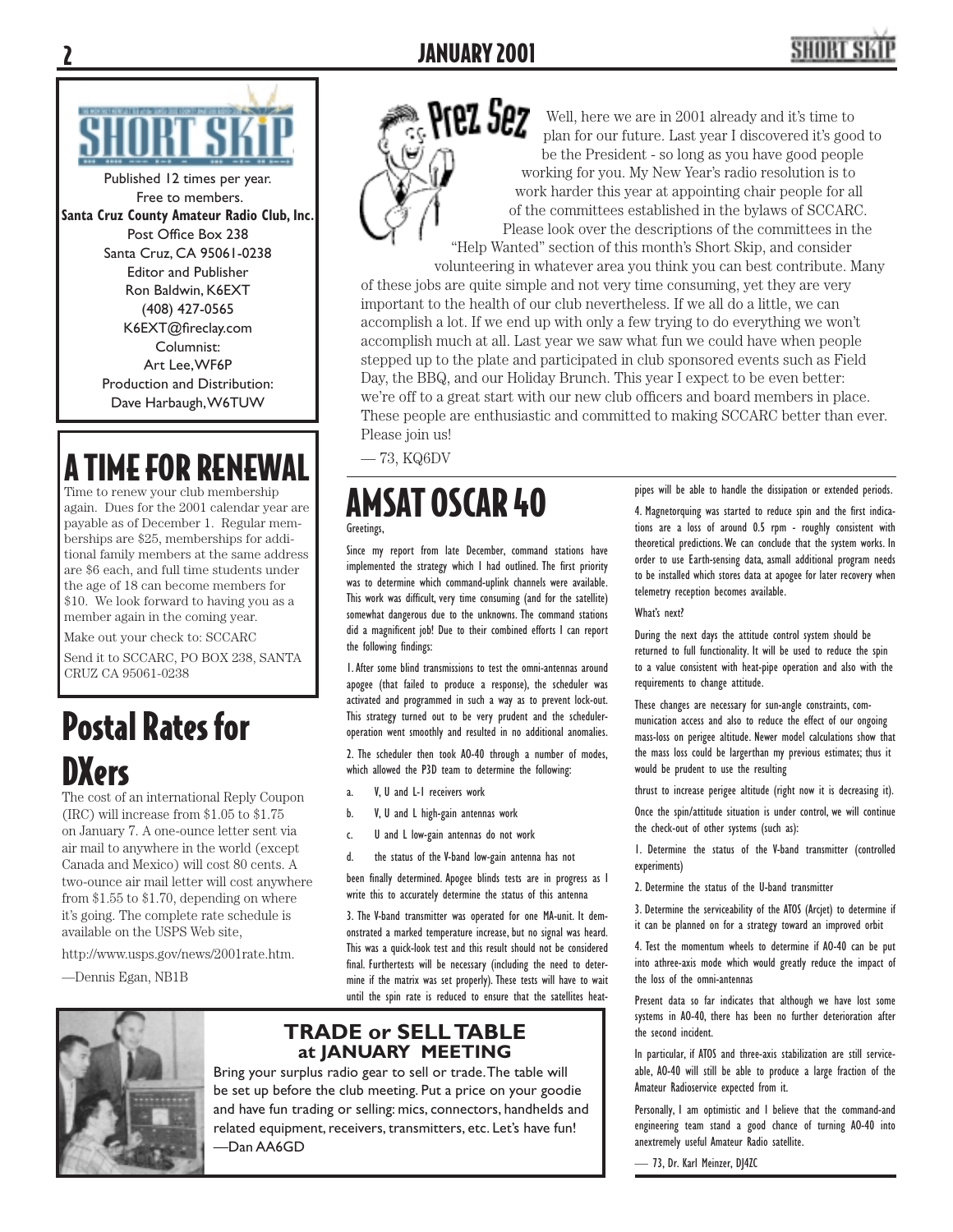Published 12 times per year.
Free to members.
**Santa Cruz County Amateur Radio Club, Inc.**
Post Office Box 238
Santa Cruz, CA 95061-0238
Editor and Publisher
Ron Baldwin, K6EXT
(408) 427-0565
K6EXT@fireclay.com
Columnist:
Art Lee, WF6P
Production and Distribution:
Dave Harbaugh, W6TUW

# A TIME FOR RENEWAL

Time to renew your club membership again. Dues for the 2001 calendar year are payable as of December 1. Regular memberships are $25, memberships for additional family members at the same address are $6 each, and full time students under the age of 18 can become members for $10. We look forward to having you as a member again in the coming year.

Make out your check to: SCCARC

Send it to SCCARC, PO BOX 238, SANTA CRUZ CA 95061-0238

# Postal Rates for DXers

The cost of an international Reply Coupon (IRC) will increase from $1.05 to $1.75 on January 7. A one-ounce letter sent via air mail to anywhere in the world (except Canada and Mexico) will cost 80 cents. A two-ounce air mail letter will cost anywhere from $1.55 to $1.70, depending on where it's going. The complete rate schedule is available on the USPS Web site,

http://www.usps.gov/news/2001rate.htm.

—Dennis Egan, NB1B

# Prez Sez

Well, here we are in 2001 already and it's time to plan for our future. Last year I discovered it's good to be the President - so long as you have good people working for you. My New Year's radio resolution is to work harder this year at appointing chair people for all of the committees established in the bylaws of SCCARC. Please look over the descriptions of the committees in the "Help Wanted" section of this month's Short Skip, and consider volunteering in whatever area you think you can best contribute. Many of these jobs are quite simple and not very time consuming, yet they are very important to the health of our club nevertheless. If we all do a little, we can accomplish a lot. If we end up with only a few trying to do everything we won't accomplish much at all. Last year we saw what fun we could have when people stepped up to the plate and participated in club sponsored events such as Field Day, the BBQ, and our Holiday Brunch. This year I expect to be even better: we're off to a great start with our new club officers and board members in place. These people are enthusiastic and committed to making SCCARC better than ever. Please join us!

— 73, KQ6DV

# AMSAT OSCAR 40

Greetings,

Since my report from late December, command stations have implemented the strategy which I had outlined. The first priority was to determine which command-uplink channels were available. This work was difficult, very time consuming (and for the satellite) somewhat dangerous due to the unknowns. The command stations did a magnificent job! Due to their combined efforts I can report the following findings:

1. After some blind transmissions to test the omni-antennas around apogee (that failed to produce a response), the scheduler was activated and programmed in such a way as to prevent lock-out. This strategy turned out to be very prudent and the scheduler-operation went smoothly and resulted in no additional anomalies.

2. The scheduler then took AO-40 through a number of modes, which allowed the P3D team to determine the following:

a. V, U and L-1 receivers work

b. V, U and L high-gain antennas work

c. U and L low-gain antennas do not work

d. the status of the V-band low-gain antenna has not been finally determined. Apogee blinds tests are in progress as I write this to accurately determine the status of this antenna

3. The V-band transmitter was operated for one MA-unit. It demonstrated a marked temperature increase, but no signal was heard. This was a quick-look test and this result should not be considered final. Furthertests will be necessary (including the need to determine if the matrix was set properly). These tests will have to wait until the spin rate is reduced to ensure that the satellites heat-pipes will be able to handle the dissipation or extended periods.

4. Magnetorquing was started to reduce spin and the first indications are a loss of around 0.5 rpm - roughly consistent with theoretical predictions. We can conclude that the system works. In order to use Earth-sensing data, asmall additional program needs to be installed which stores data at apogee for later recovery when telemetry reception becomes available.

What's next?

During the next days the attitude control system should be returned to full functionality. It will be used to reduce the spin to a value consistent with heat-pipe operation and also with the requirements to change attitude.

These changes are necessary for sun-angle constraints, communication access and also to reduce the effect of our ongoing mass-loss on perigee altitude. Newer model calculations show that the mass loss could be largerthan my previous estimates; thus it would be prudent to use the resulting

thrust to increase perigee altitude (right now it is decreasing it).

Once the spin/attitude situation is under control, we will continue the check-out of other systems (such as):

1. Determine the status of the V-band transmitter (controlled experiments)

2. Determine the status of the U-band transmitter

3. Determine the serviceability of the ATOS (Arcjet) to determine if it can be planned on for a strategy toward an improved orbit

4. Test the momentum wheels to determine if AO-40 can be put into athree-axis mode which would greatly reduce the impact of the loss of the omni-antennas

Present data so far indicates that although we have lost some systems in AO-40, there has been no further deterioration after the second incident.

In particular, if ATOS and three-axis stabilization are still serviceable, AO-40 will still be able to produce a large fraction of the Amateur Radioservice expected from it.

Personally, I am optimistic and I believe that the command-and engineering team stand a good chance of turning AO-40 into anextremely useful Amateur Radio satellite.

— 73, Dr. Karl Meinzer, DJ4ZC

## TRADE or SELL TABLE at JANUARY MEETING

Bring your surplus radio gear to sell or trade. The table will be set up before the club meeting. Put a price on your goodie and have fun trading or selling: mics, connectors, handhelds and related equipment, receivers, transmitters, etc. Let's have fun!
—Dan AA6GD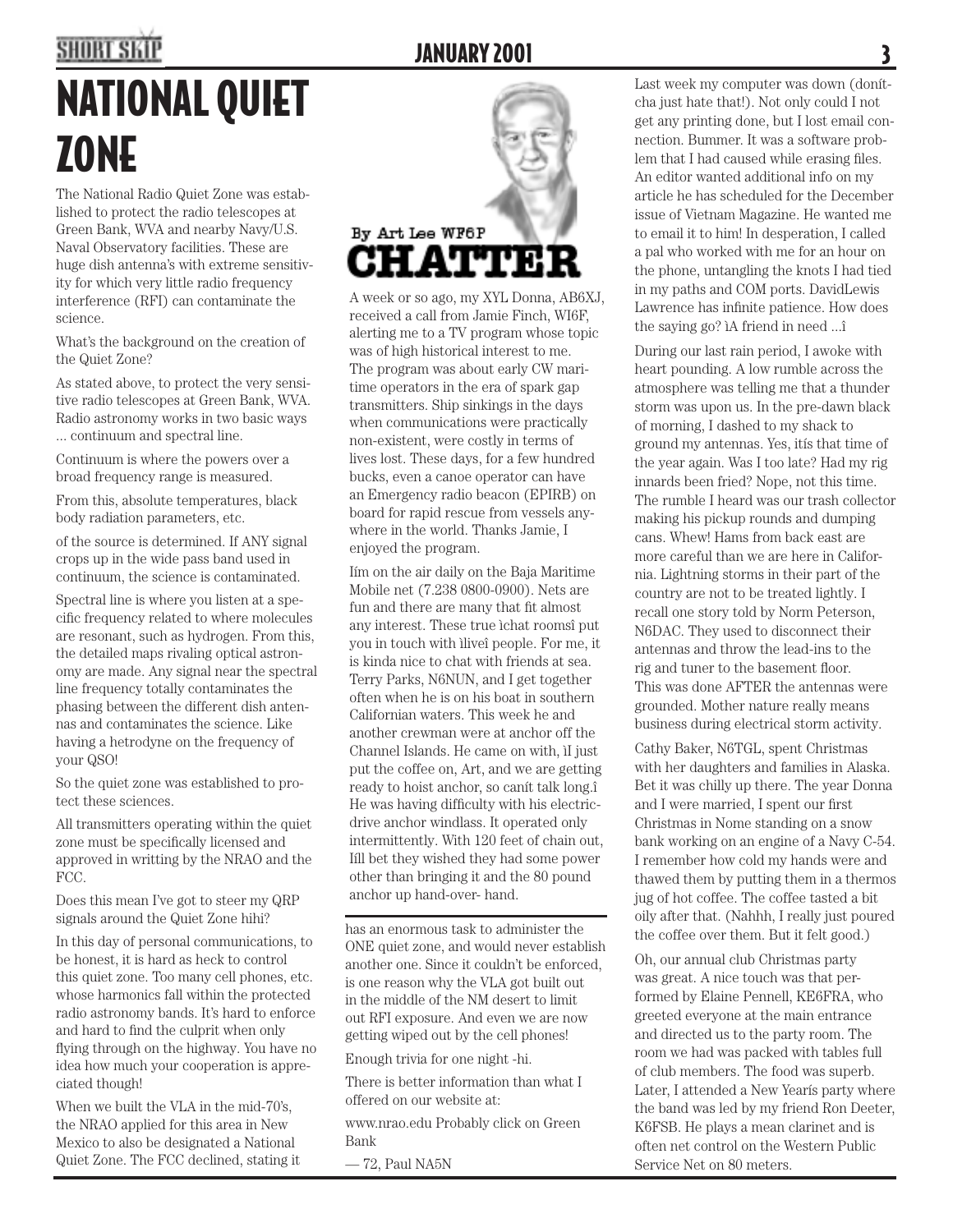# NATIONAL QUIET ZONE

The National Radio Quiet Zone was established to protect the radio telescopes at Green Bank, WVA and nearby Navy/U.S. Naval Observatory facilities. These are huge dish antenna's with extreme sensitivity for which very little radio frequency interference (RFI) can contaminate the science.

What's the background on the creation of the Quiet Zone?

As stated above, to protect the very sensitive radio telescopes at Green Bank, WVA. Radio astronomy works in two basic ways ... continuum and spectral line.

Continuum is where the powers over a broad frequency range is measured.

From this, absolute temperatures, black body radiation parameters, etc.

of the source is determined. If ANY signal crops up in the wide pass band used in continuum, the science is contaminated.

Spectral line is where you listen at a specific frequency related to where molecules are resonant, such as hydrogen. From this, the detailed maps rivaling optical astronomy are made. Any signal near the spectral line frequency totally contaminates the phasing between the different dish antennas and contaminates the science. Like having a hetrodyne on the frequency of your QSO!

So the quiet zone was established to protect these sciences.

All transmitters operating within the quiet zone must be specifically licensed and approved in writting by the NRAO and the FCC.

Does this mean I've got to steer my QRP signals around the Quiet Zone hihi?

In this day of personal communications, to be honest, it is hard as heck to control this quiet zone. Too many cell phones, etc. whose harmonics fall within the protected radio astronomy bands. It's hard to enforce and hard to find the culprit when only flying through on the highway. You have no idea how much your cooperation is appreciated though!

When we built the VLA in the mid-70's, the NRAO applied for this area in New Mexico to also be designated a National Quiet Zone. The FCC declined, stating it has an enormous task to administer the ONE quiet zone, and would never establish another one. Since it couldn't be enforced, is one reason why the VLA got built out in the middle of the NM desert to limit out RFI exposure. And even we are now getting wiped out by the cell phones!

Enough trivia for one night -hi.

There is better information than what I offered on our website at:

www.nrao.edu Probably click on Green Bank

— 72, Paul NA5N

# CHATTER

By Art Lee WF6P

A week or so ago, my XYL Donna, AB6XJ, received a call from Jamie Finch, WI6F, alerting me to a TV program whose topic was of high historical interest to me. The program was about early CW maritime operators in the era of spark gap transmitters. Ship sinkings in the days when communications were practically non-existent, were costly in terms of lives lost. These days, for a few hundred bucks, even a canoe operator can have an Emergency radio beacon (EPIRB) on board for rapid rescue from vessels anywhere in the world. Thanks Jamie, I enjoyed the program.

Iím on the air daily on the Baja Maritime Mobile net (7.238 0800-0900). Nets are fun and there are many that fit almost any interest. These true ìchat roomsî put you in touch with ìliveî people. For me, it is kinda nice to chat with friends at sea. Terry Parks, N6NUN, and I get together often when he is on his boat in southern Californian waters. This week he and another crewman were at anchor off the Channel Islands. He came on with, ìI just put the coffee on, Art, and we are getting ready to hoist anchor, so canít talk long.î He was having difficulty with his electric-drive anchor windlass. It operated only intermittently. With 120 feet of chain out, Iíll bet they wished they had some power other than bringing it and the 80 pound anchor up hand-over- hand.

Last week my computer was down (donít-cha just hate that!). Not only could I not get any printing done, but I lost email connection. Bummer. It was a software problem that I had caused while erasing files. An editor wanted additional info on my article he has scheduled for the December issue of Vietnam Magazine. He wanted me to email it to him! In desperation, I called a pal who worked with me for an hour on the phone, untangling the knots I had tied in my paths and COM ports. DavidLewis Lawrence has infinite patience. How does the saying go? ìA friend in need ...î

During our last rain period, I awoke with heart pounding. A low rumble across the atmosphere was telling me that a thunder storm was upon us. In the pre-dawn black of morning, I dashed to my shack to ground my antennas. Yes, itís that time of the year again. Was I too late? Had my rig innards been fried? Nope, not this time. The rumble I heard was our trash collector making his pickup rounds and dumping cans. Whew! Hams from back east are more careful than we are here in California. Lightning storms in their part of the country are not to be treated lightly. I recall one story told by Norm Peterson, N6DAC. They used to disconnect their antennas and throw the lead-ins to the rig and tuner to the basement floor. This was done AFTER the antennas were grounded. Mother nature really means business during electrical storm activity.

Cathy Baker, N6TGL, spent Christmas with her daughters and families in Alaska. Bet it was chilly up there. The year Donna and I were married, I spent our first Christmas in Nome standing on a snow bank working on an engine of a Navy C-54. I remember how cold my hands were and thawed them by putting them in a thermos jug of hot coffee. The coffee tasted a bit oily after that. (Nahhh, I really just poured the coffee over them. But it felt good.)

Oh, our annual club Christmas party was great. A nice touch was that performed by Elaine Pennell, KE6FRA, who greeted everyone at the main entrance and directed us to the party room. The room we had was packed with tables full of club members. The food was superb. Later, I attended a New Yearís party where the band was led by my friend Ron Deeter, K6FSB. He plays a mean clarinet and is often net control on the Western Public Service Net on 80 meters.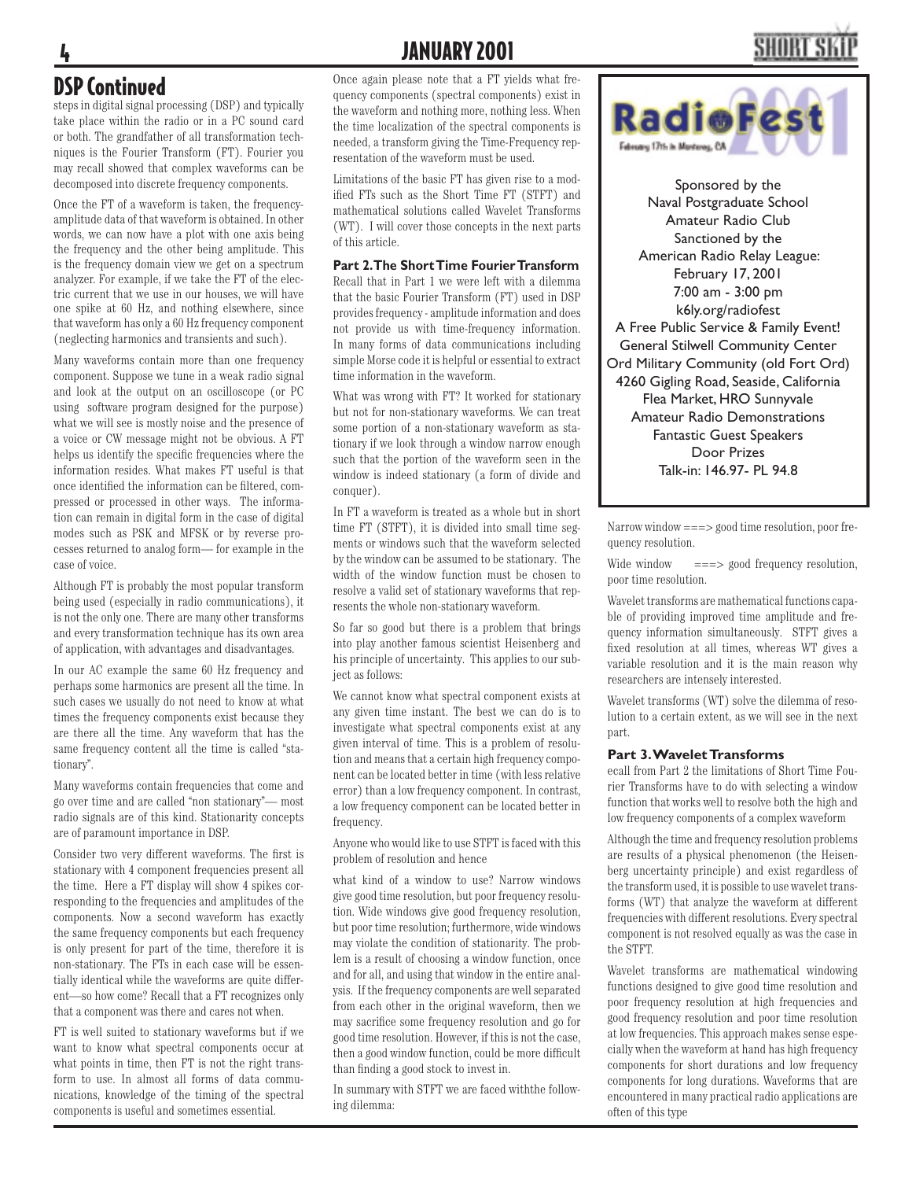## DSP Continued

steps in digital signal processing (DSP) and typically take place within the radio or in a PC sound card or both. The grandfather of all transformation techniques is the Fourier Transform (FT). Fourier you may recall showed that complex waveforms can be decomposed into discrete frequency components.

Once the FT of a waveform is taken, the frequency-amplitude data of that waveform is obtained. In other words, we can now have a plot with one axis being the frequency and the other being amplitude. This is the frequency domain view we get on a spectrum analyzer. For example, if we take the FT of the electric current that we use in our houses, we will have one spike at 60 Hz, and nothing elsewhere, since that waveform has only a 60 Hz frequency component (neglecting harmonics and transients and such).

Many waveforms contain more than one frequency component. Suppose we tune in a weak radio signal and look at the output on an oscilloscope (or PC using software program designed for the purpose) what we will see is mostly noise and the presence of a voice or CW message might not be obvious. A FT helps us identify the specific frequencies where the information resides. What makes FT useful is that once identified the information can be filtered, compressed or processed in other ways. The information can remain in digital form in the case of digital modes such as PSK and MFSK or by reverse processes returned to analog form— for example in the case of voice.

Although FT is probably the most popular transform being used (especially in radio communications), it is not the only one. There are many other transforms and every transformation technique has its own area of application, with advantages and disadvantages.

In our AC example the same 60 Hz frequency and perhaps some harmonics are present all the time. In such cases we usually do not need to know at what times the frequency components exist because they are there all the time. Any waveform that has the same frequency content all the time is called "stationary".

Many waveforms contain frequencies that come and go over time and are called "non stationary"— most radio signals are of this kind. Stationarity concepts are of paramount importance in DSP.

Consider two very different waveforms. The first is stationary with 4 component frequencies present all the time. Here a FT display will show 4 spikes corresponding to the frequencies and amplitudes of the components. Now a second waveform has exactly the same frequency components but each frequency is only present for part of the time, therefore it is non-stationary. The FTs in each case will be essentially identical while the waveforms are quite different—so how come? Recall that a FT recognizes only that a component was there and cares not when.

FT is well suited to stationary waveforms but if we want to know what spectral components occur at what points in time, then FT is not the right transform to use. In almost all forms of data communications, knowledge of the timing of the spectral components is useful and sometimes essential.

Once again please note that a FT yields what frequency components (spectral components) exist in the waveform and nothing more, nothing less. When the time localization of the spectral components is needed, a transform giving the Time-Frequency representation of the waveform must be used.

Limitations of the basic FT has given rise to a modified FTs such as the Short Time FT (STFT) and mathematical solutions called Wavelet Transforms (WT). I will cover those concepts in the next parts of this article.

### Part 2. The Short Time Fourier Transform

Recall that in Part 1 we were left with a dilemma that the basic Fourier Transform (FT) used in DSP provides frequency - amplitude information and does not provide us with time-frequency information. In many forms of data communications including simple Morse code it is helpful or essential to extract time information in the waveform.

What was wrong with FT? It worked for stationary but not for non-stationary waveforms. We can treat some portion of a non-stationary waveform as stationary if we look through a window narrow enough such that the portion of the waveform seen in the window is indeed stationary (a form of divide and conquer).

In FT a waveform is treated as a whole but in short time FT (STFT), it is divided into small time segments or windows such that the waveform selected by the window can be assumed to be stationary. The width of the window function must be chosen to resolve a valid set of stationary waveforms that represents the whole non-stationary waveform.

So far so good but there is a problem that brings into play another famous scientist Heisenberg and his principle of uncertainty. This applies to our subject as follows:

We cannot know what spectral component exists at any given time instant. The best we can do is to investigate what spectral components exist at any given interval of time. This is a problem of resolution and means that a certain high frequency component can be located better in time (with less relative error) than a low frequency component. In contrast, a low frequency component can be located better in frequency.

Anyone who would like to use STFT is faced with this problem of resolution and hence

what kind of a window to use? Narrow windows give good time resolution, but poor frequency resolution. Wide windows give good frequency resolution, but poor time resolution; furthermore, wide windows may violate the condition of stationarity. The problem is a result of choosing a window function, once and for all, and using that window in the entire analysis. If the frequency components are well separated from each other in the original waveform, then we may sacrifice some frequency resolution and go for good time resolution. However, if this is not the case, then a good window function, could be more difficult than finding a good stock to invest in.

In summary with STFT we are faced withthe following dilemma:

Narrow window ===> good time resolution, poor frequency resolution.

Wide window ===> good frequency resolution, poor time resolution.

Wavelet transforms are mathematical functions capable of providing improved time amplitude and frequency information simultaneously. STFT gives a fixed resolution at all times, whereas WT gives a variable resolution and it is the main reason why researchers are intensely interested.

Wavelet transforms (WT) solve the dilemma of resolution to a certain extent, as we will see in the next part.

### Part 3. Wavelet Transforms

ecall from Part 2 the limitations of Short Time Fourier Transforms have to do with selecting a window function that works well to resolve both the high and low frequency components of a complex waveform

Although the time and frequency resolution problems are results of a physical phenomenon (the Heisenberg uncertainty principle) and exist regardless of the transform used, it is possible to use wavelet transforms (WT) that analyze the waveform at different frequencies with different resolutions. Every spectral component is not resolved equally as was the case in the STFT.

Wavelet transforms are mathematical windowing functions designed to give good time resolution and poor frequency resolution at high frequencies and good frequency resolution and poor time resolution at low frequencies. This approach makes sense especially when the waveform at hand has high frequency components for short durations and low frequency components for long durations. Waveforms that are encountered in many practical radio applications are often of this type

---

**RadioFest 2001**

February 17th in Monterey, CA

Sponsored by the
Naval Postgraduate School
Amateur Radio Club
Sanctioned by the
American Radio Relay League:
February 17, 2001
7:00 am - 3:00 pm
k6ly.org/radiofest
A Free Public Service & Family Event!
General Stilwell Community Center
Ord Military Community (old Fort Ord)
4260 Gigling Road, Seaside, California
Flea Market, HRO Sunnyvale
Amateur Radio Demonstrations
Fantastic Guest Speakers
Door Prizes
Talk-in: 146.97- PL 94.8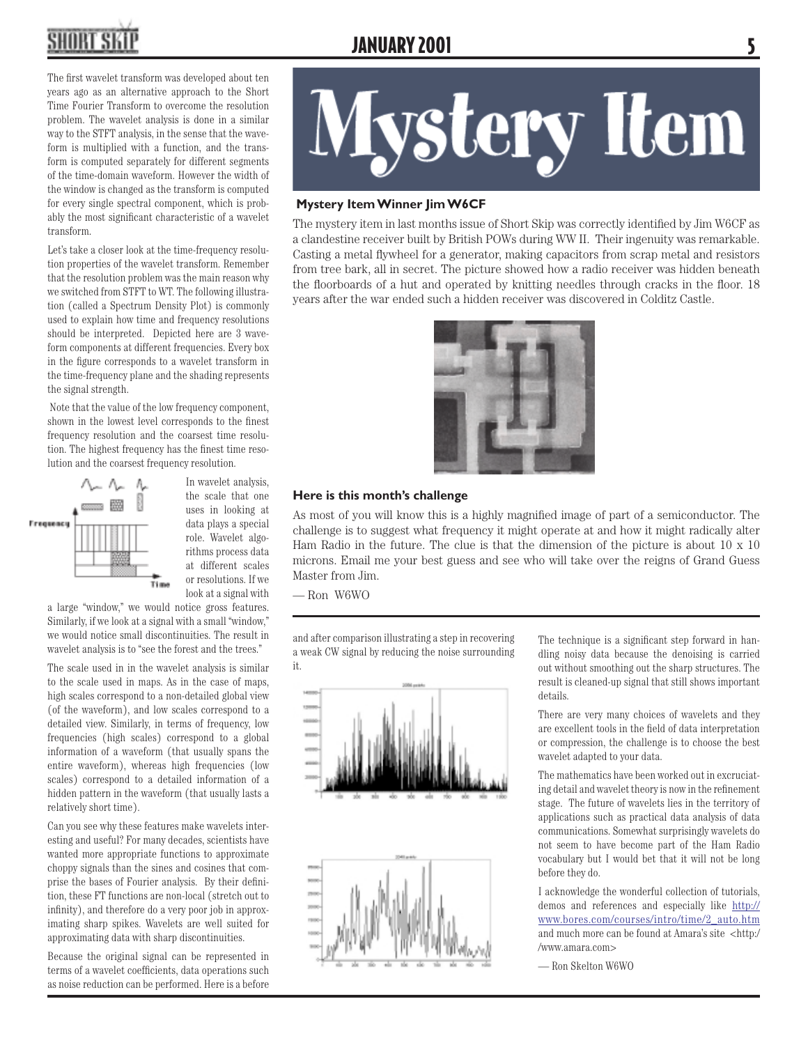The first wavelet transform was developed about ten years ago as an alternative approach to the Short Time Fourier Transform to overcome the resolution problem. The wavelet analysis is done in a similar way to the STFT analysis, in the sense that the waveform is multiplied with a function, and the transform is computed separately for different segments of the time-domain waveform. However the width of the window is changed as the transform is computed for every single spectral component, which is probably the most significant characteristic of a wavelet transform.

Let's take a closer look at the time-frequency resolution properties of the wavelet transform. Remember that the resolution problem was the main reason why we switched from STFT to WT. The following illustration (called a Spectrum Density Plot) is commonly used to explain how time and frequency resolutions should be interpreted. Depicted here are 3 waveform components at different frequencies. Every box in the figure corresponds to a wavelet transform in the time-frequency plane and the shading represents the signal strength.

Note that the value of the low frequency component, shown in the lowest level corresponds to the finest frequency resolution and the coarsest time resolution. The highest frequency has the finest time resolution and the coarsest frequency resolution.

In wavelet analysis, the scale that one uses in looking at data plays a special role. Wavelet algorithms process data at different scales or resolutions. If we look at a signal with a large "window," we would notice gross features. Similarly, if we look at a signal with a small "window," we would notice small discontinuities. The result in wavelet analysis is to "see the forest and the trees."

The scale used in in the wavelet analysis is similar to the scale used in maps. As in the case of maps, high scales correspond to a non-detailed global view (of the waveform), and low scales correspond to a detailed view. Similarly, in terms of frequency, low frequencies (high scales) correspond to a global information of a waveform (that usually spans the entire waveform), whereas high frequencies (low scales) correspond to a detailed information of a hidden pattern in the waveform (that usually lasts a relatively short time).

Can you see why these features make wavelets interesting and useful? For many decades, scientists have wanted more appropriate functions to approximate choppy signals than the sines and cosines that comprise the bases of Fourier analysis. By their definition, these FT functions are non-local (stretch out to infinity), and therefore do a very poor job in approximating sharp spikes. Wavelets are well suited for approximating data with sharp discontinuities.

Because the original signal can be represented in terms of a wavelet coefficients, data operations such as noise reduction can be performed. Here is a before and after comparison illustrating a step in recovering a weak CW signal by reducing the noise surrounding it.

The technique is a significant step forward in handling noisy data because the denoising is carried out without smoothing out the sharp structures. The result is cleaned-up signal that still shows important details.

There are very many choices of wavelets and they are excellent tools in the field of data interpretation or compression, the challenge is to choose the best wavelet adapted to your data.

The mathematics have been worked out in excruciating detail and wavelet theory is now in the refinement stage. The future of wavelets lies in the territory of applications such as practical data analysis of data communications. Somewhat surprisingly wavelets do not seem to have become part of the Ham Radio vocabulary but I would bet that it will not be long before they do.

I acknowledge the wonderful collection of tutorials, demos and references and especially like http://www.bores.com/courses/intro/time/2_auto.htm and much more can be found at Amara's site <http://www.amara.com>

— Ron Skelton W6WO

# Mystery Item

**Mystery Item Winner Jim W6CF**

The mystery item in last months issue of Short Skip was correctly identified by Jim W6CF as a clandestine receiver built by British POWs during WW II. Their ingenuity was remarkable. Casting a metal flywheel for a generator, making capacitors from scrap metal and resistors from tree bark, all in secret. The picture showed how a radio receiver was hidden beneath the floorboards of a hut and operated by knitting needles through cracks in the floor. 18 years after the war ended such a hidden receiver was discovered in Colditz Castle.

### Here is this month's challenge

As most of you will know this is a highly magnified image of part of a semiconductor. The challenge is to suggest what frequency it might operate at and how it might radically alter Ham Radio in the future. The clue is that the dimension of the picture is about 10 x 10 microns. Email me your best guess and see who will take over the reigns of Grand Guess Master from Jim.

— Ron W6WO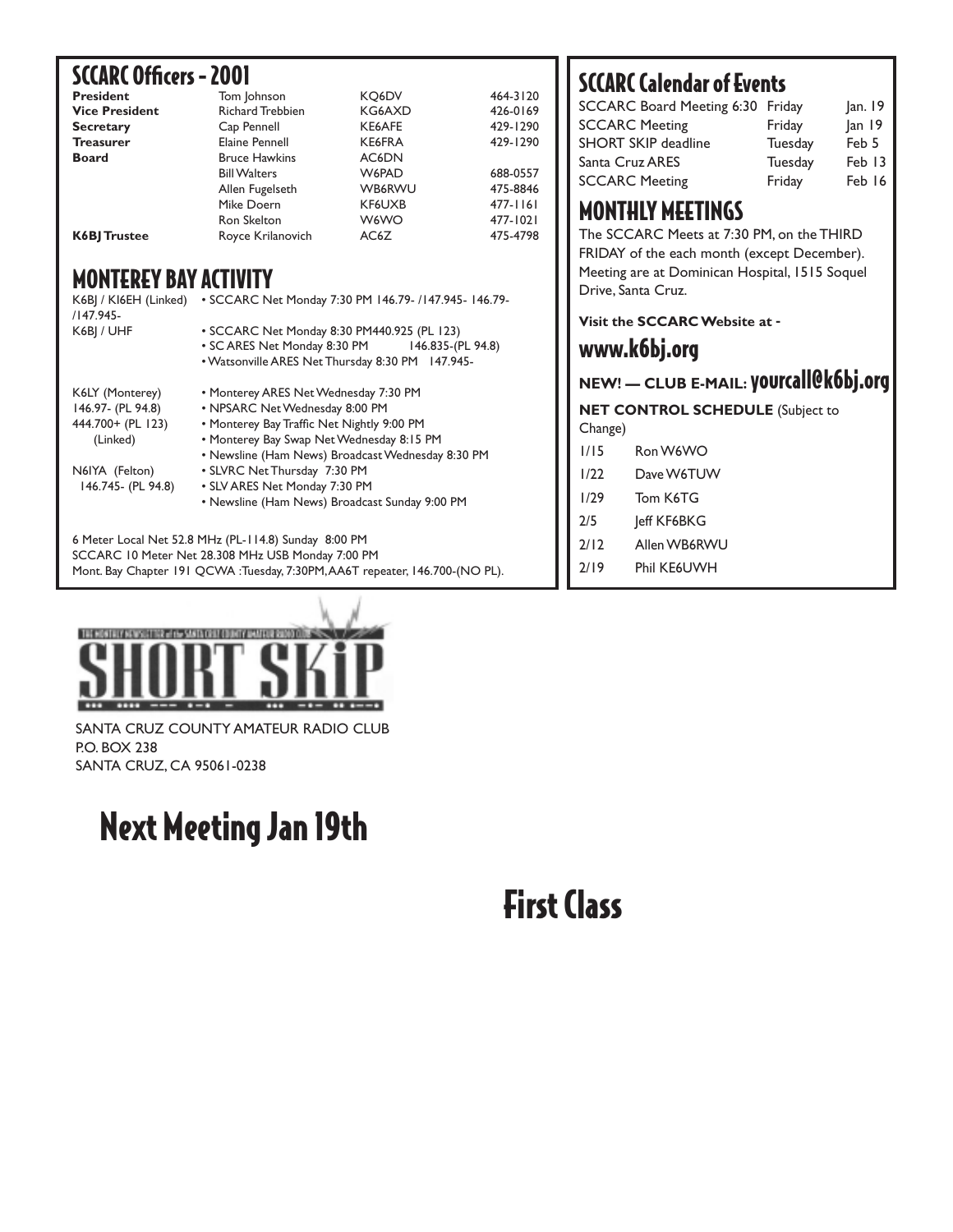## SCCARC Officers - 2001

| | | | |
|---|---|---|---|
| **President** | Tom Johnson | KQ6DV | 464-3120 |
| **Vice President** | Richard Trebbien | KG6AXD | 426-0169 |
| **Secretary** | Cap Pennell | KE6AFE | 429-1290 |
| **Treasurer** | Elaine Pennell | KE6FRA | 429-1290 |
| **Board** | Bruce Hawkins | AC6DN | |
| | Bill Walters | W6PAD | 688-0557 |
| | Allen Fugelseth | WB6RWU | 475-8846 |
| | Mike Doern | KF6UXB | 477-1161 |
| | Ron Skelton | W6WO | 477-1021 |
| **K6BJ Trustee** | Royce Krilanovich | AC6Z | 475-4798 |

## MONTEREY BAY ACTIVITY

K6BJ / KI6EH (Linked) /147.945-
- SCCARC Net Monday 7:30 PM 146.79- /147.945- 146.79-

K6BJ / UHF
- SCCARC Net Monday 8:30 PM440.925 (PL 123)
- SC ARES Net Monday 8:30 PM 146.835-(PL 94.8)
- Watsonville ARES Net Thursday 8:30 PM 147.945-

K6LY (Monterey) 146.97- (PL 94.8) 444.700+ (PL 123) (Linked)
- Monterey ARES Net Wednesday 7:30 PM
- NPSARC Net Wednesday 8:00 PM
- Monterey Bay Traffic Net Nightly 9:00 PM
- Monterey Bay Swap Net Wednesday 8:15 PM
- Newsline (Ham News) Broadcast Wednesday 8:30 PM

N6IYA (Felton) 146.745- (PL 94.8)
- SLVRC Net Thursday 7:30 PM
- SLV ARES Net Monday 7:30 PM
- Newsline (Ham News) Broadcast Sunday 9:00 PM

6 Meter Local Net 52.8 MHz (PL-114.8) Sunday 8:00 PM
SCCARC 10 Meter Net 28.308 MHz USB Monday 7:00 PM
Mont. Bay Chapter 191 QCWA :Tuesday, 7:30PM, AA6T repeater, 146.700-(NO PL).

## SCCARC Calendar of Events

| | | |
|---|---|---|
| SCCARC Board Meeting 6:30 | Friday | Jan. 19 |
| SCCARC Meeting | Friday | Jan 19 |
| SHORT SKIP deadline | Tuesday | Feb 5 |
| Santa Cruz ARES | Tuesday | Feb 13 |
| SCCARC Meeting | Friday | Feb 16 |

## MONTHLY MEETINGS

The SCCARC Meets at 7:30 PM, on the THIRD FRIDAY of the each month (except December). Meeting are at Dominican Hospital, 1515 Soquel Drive, Santa Cruz.

**Visit the SCCARC Website at -**

## www.k6bj.org

**NEW! — CLUB E-MAIL:** yourcall@k6bj.org

**NET CONTROL SCHEDULE** (Subject to Change)

| | |
|---|---|
| 1/15 | Ron W6WO |
| 1/22 | Dave W6TUW |
| 1/29 | Tom K6TG |
| 2/5 | Jeff KF6BKG |
| 2/12 | Allen WB6RWU |
| 2/19 | Phil KE6UWH |

THE MONTHLY NEWSLETTER of the SANTA CRUZ COUNTY AMATEUR RADIO CLUB

# SHORT SKIP

SANTA CRUZ COUNTY AMATEUR RADIO CLUB
P.O. BOX 238
SANTA CRUZ, CA 95061-0238

# Next Meeting Jan 19th

# First Class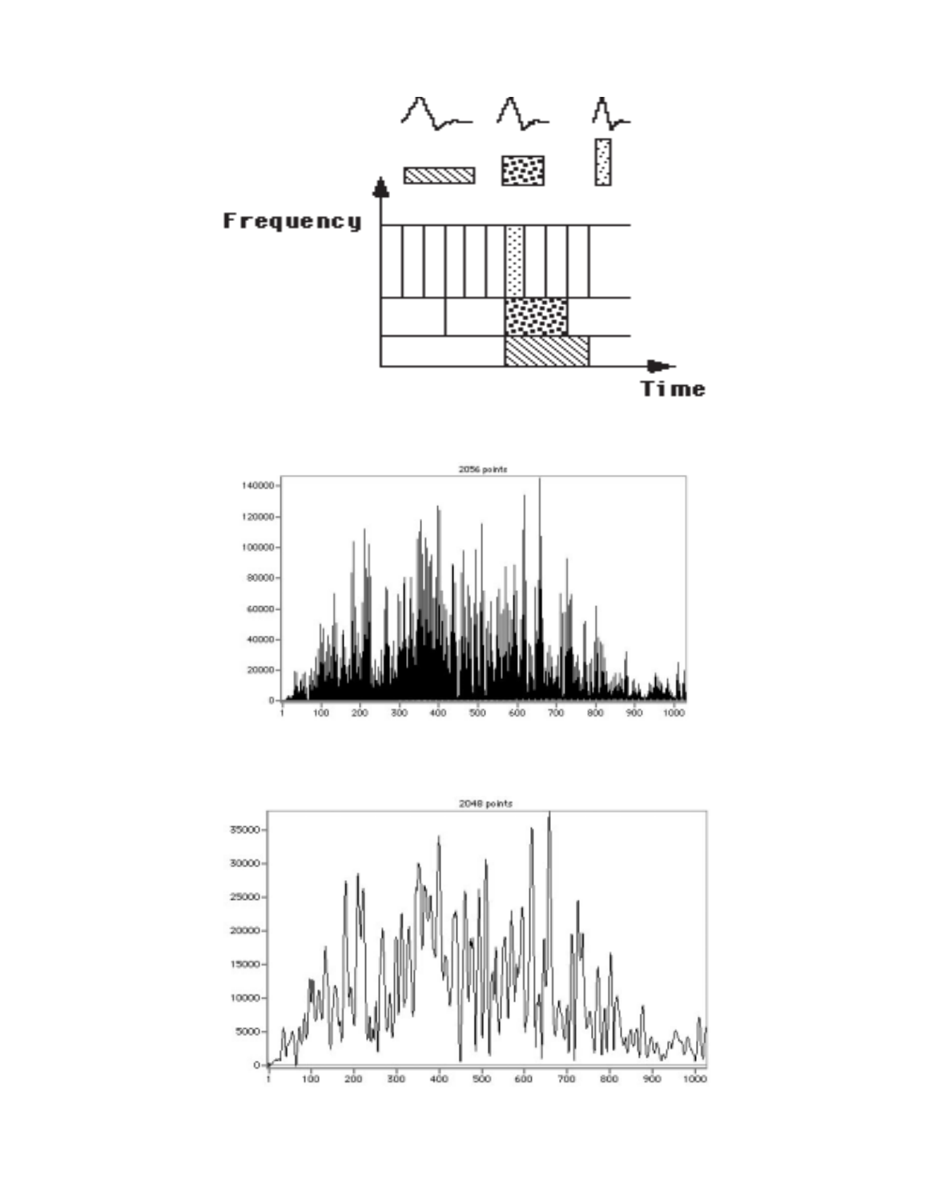Frequency

Time

2056 points

140000
120000
100000
80000
60000
40000
20000
0
1
100
200
300
400
500
600
700
800
900
1000

2048 points

35000
30000
25000
20000
15000
10000
5000
0
1
100
200
300
400
500
600
700
800
900
1000